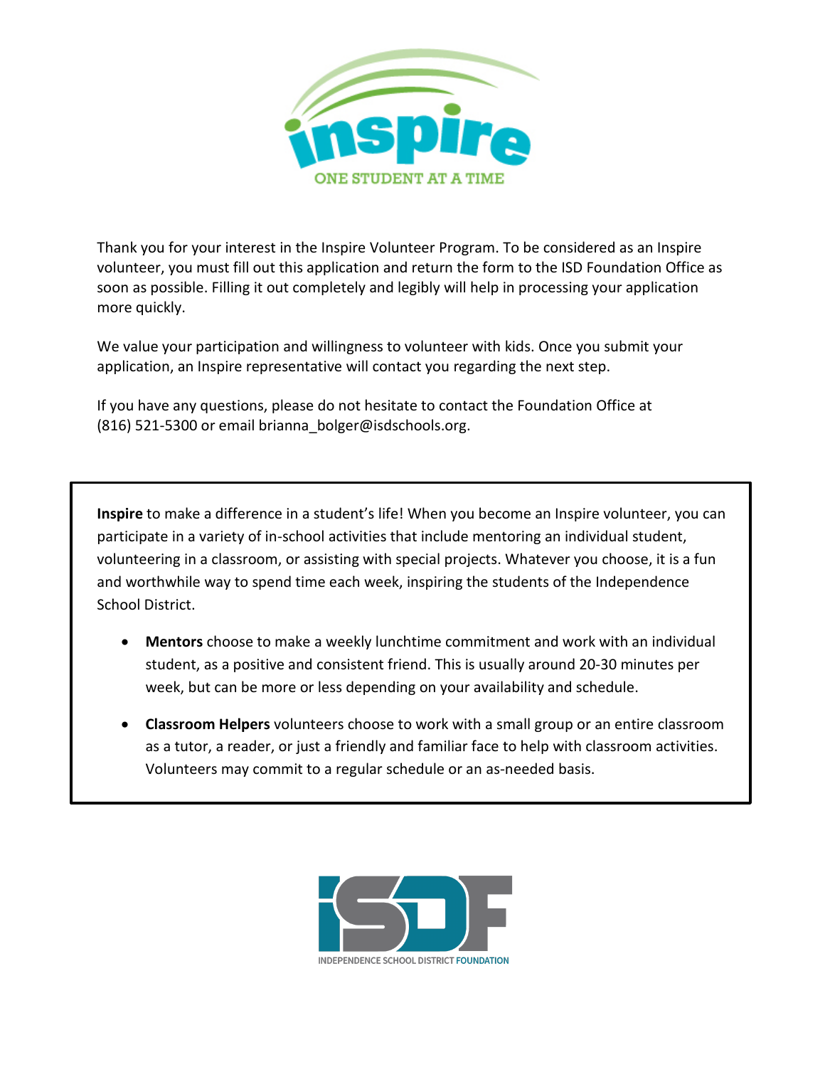# inspire

ONE STUDENT AT A TIME

Thank you for your interest in the Inspire Volunteer Program. To be considered as an Inspire volunteer, you must fill out this application and return the form to the ISD Foundation Office as soon as possible. Filling it out completely and legibly will help in processing your application more quickly.

We value your participation and willingness to volunteer with kids. Once you submit your application, an Inspire representative will contact you regarding the next step.

If you have any questions, please do not hesitate to contact the Foundation Office at (816) 521-5300 or email brianna_bolger@isdschools.org.

**Inspire** to make a difference in a student's life! When you become an Inspire volunteer, you can participate in a variety of in-school activities that include mentoring an individual student, volunteering in a classroom, or assisting with special projects. Whatever you choose, it is a fun and worthwhile way to spend time each week, inspiring the students of the Independence School District.

- **Mentors** choose to make a weekly lunchtime commitment and work with an individual student, as a positive and consistent friend. This is usually around 20-30 minutes per week, but can be more or less depending on your availability and schedule.
- **Classroom Helpers** volunteers choose to work with a small group or an entire classroom as a tutor, a reader, or just a friendly and familiar face to help with classroom activities. Volunteers may commit to a regular schedule or an as-needed basis.

ISDF

INDEPENDENCE SCHOOL DISTRICT FOUNDATION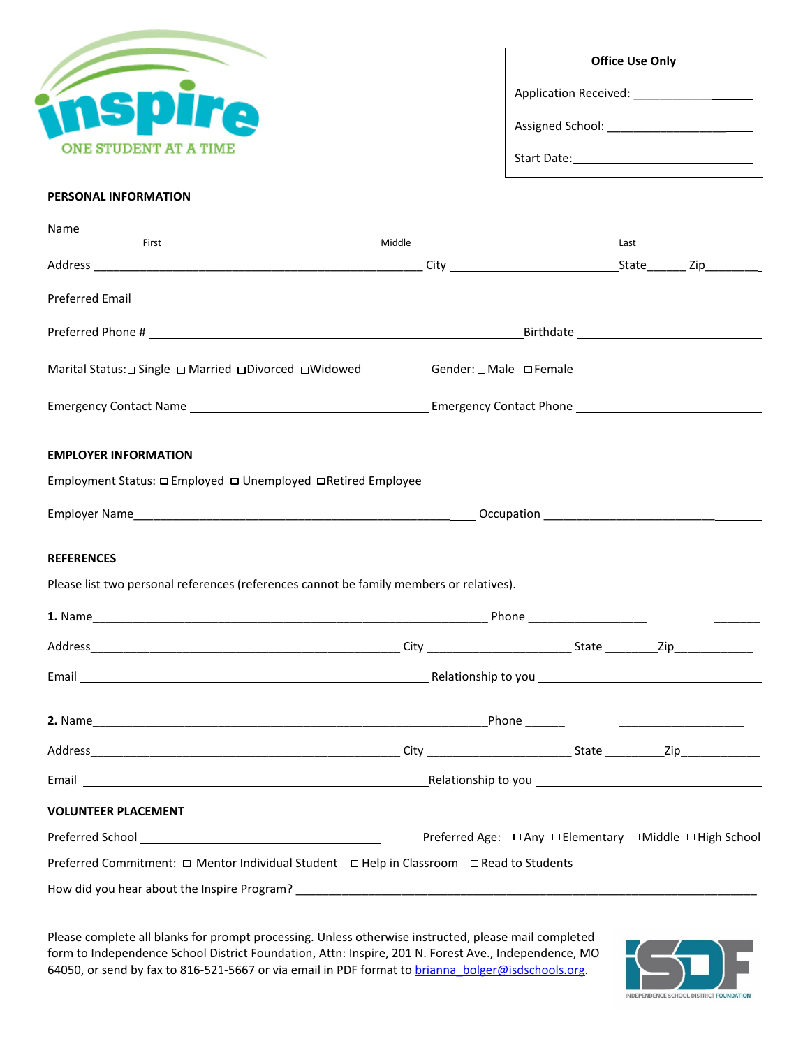inspire

ONE STUDENT AT A TIME

**Office Use Only**

Application Received: ___________________

Assigned School: ___________________

Start Date: ___________________

**PERSONAL INFORMATION**

Name ___________________________________________________________
First                    Middle                    Last

Address ___________________________ City ________________ State______ Zip________

Preferred Email ___________________________________________________________

Preferred Phone # ___________________________ Birthdate ___________________

Marital Status: ☐ Single ☐ Married ☐ Divorced ☐ Widowed     Gender: ☐ Male ☐ Female

Emergency Contact Name ______________________ Emergency Contact Phone ______________________

**EMPLOYER INFORMATION**

Employment Status: ☐ Employed ☐ Unemployed ☐ Retired Employee

Employer Name ___________________________ Occupation ___________________

**REFERENCES**

Please list two personal references (references cannot be family members or relatives).

**1.** Name ___________________________________ Phone ___________________

Address ___________________________ City ________________ State ________ Zip____________

Email ___________________________ Relationship to you ___________________

**2.** Name ___________________________________ Phone ___________________

Address ___________________________ City ________________ State ________ Zip____________

Email ___________________________ Relationship to you ___________________

**VOLUNTEER PLACEMENT**

Preferred School ______________________     Preferred Age: ☐ Any ☐ Elementary ☐ Middle ☐ High School

Preferred Commitment: ☐ Mentor Individual Student ☐ Help in Classroom ☐ Read to Students

How did you hear about the Inspire Program? ___________________________________________

Please complete all blanks for prompt processing. Unless otherwise instructed, please mail completed form to Independence School District Foundation, Attn: Inspire, 201 N. Forest Ave., Independence, MO 64050, or send by fax to 816-521-5667 or via email in PDF format to brianna_bolger@isdschools.org.

ISDF

INDEPENDENCE SCHOOL DISTRICT FOUNDATION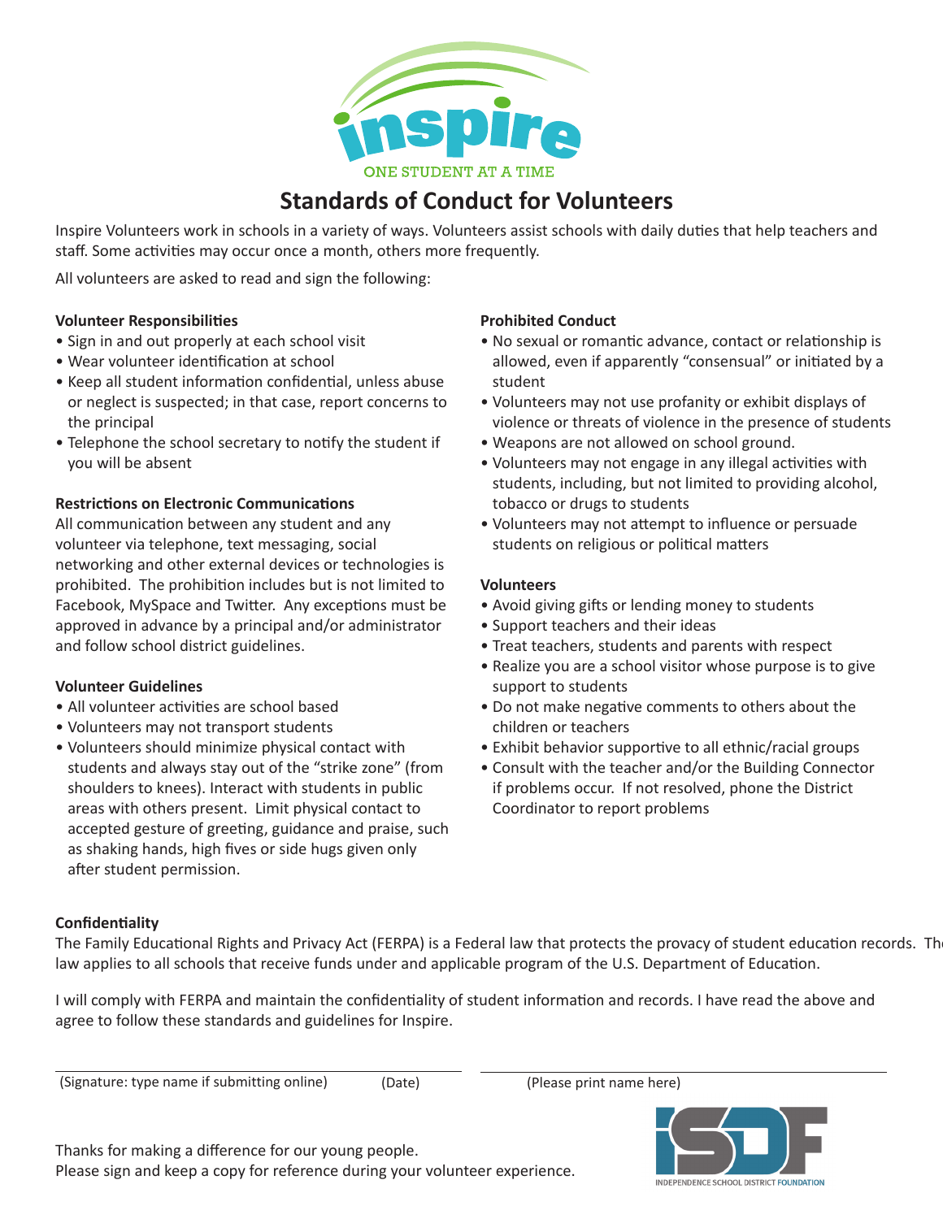inspire

ONE STUDENT AT A TIME

# Standards of Conduct for Volunteers

Inspire Volunteers work in schools in a variety of ways. Volunteers assist schools with daily duties that help teachers and staff. Some activities may occur once a month, others more frequently.

All volunteers are asked to read and sign the following:

**Volunteer Responsibilities**

- Sign in and out properly at each school visit
- Wear volunteer identification at school
- Keep all student information confidential, unless abuse or neglect is suspected; in that case, report concerns to the principal
- Telephone the school secretary to notify the student if you will be absent

**Restrictions on Electronic Communications**

All communication between any student and any volunteer via telephone, text messaging, social networking and other external devices or technologies is prohibited. The prohibition includes but is not limited to Facebook, MySpace and Twitter. Any exceptions must be approved in advance by a principal and/or administrator and follow school district guidelines.

**Volunteer Guidelines**

- All volunteer activities are school based
- Volunteers may not transport students
- Volunteers should minimize physical contact with students and always stay out of the "strike zone" (from shoulders to knees). Interact with students in public areas with others present. Limit physical contact to accepted gesture of greeting, guidance and praise, such as shaking hands, high fives or side hugs given only after student permission.

**Prohibited Conduct**

- No sexual or romantic advance, contact or relationship is allowed, even if apparently "consensual" or initiated by a student
- Volunteers may not use profanity or exhibit displays of violence or threats of violence in the presence of students
- Weapons are not allowed on school ground.
- Volunteers may not engage in any illegal activities with students, including, but not limited to providing alcohol, tobacco or drugs to students
- Volunteers may not attempt to influence or persuade students on religious or political matters

**Volunteers**

- Avoid giving gifts or lending money to students
- Support teachers and their ideas
- Treat teachers, students and parents with respect
- Realize you are a school visitor whose purpose is to give support to students
- Do not make negative comments to others about the children or teachers
- Exhibit behavior supportive to all ethnic/racial groups
- Consult with the teacher and/or the Building Connector if problems occur. If not resolved, phone the District Coordinator to report problems

**Confidentiality**

The Family Educational Rights and Privacy Act (FERPA) is a Federal law that protects the provacy of student education records. Th law applies to all schools that receive funds under and applicable program of the U.S. Department of Education.

I will comply with FERPA and maintain the confidentiality of student information and records. I have read the above and agree to follow these standards and guidelines for Inspire.

(Signature: type name if submitting online) (Date) (Please print name here)

Thanks for making a difference for our young people.
Please sign and keep a copy for reference during your volunteer experience.

ISDF
INDEPENDENCE SCHOOL DISTRICT FOUNDATION